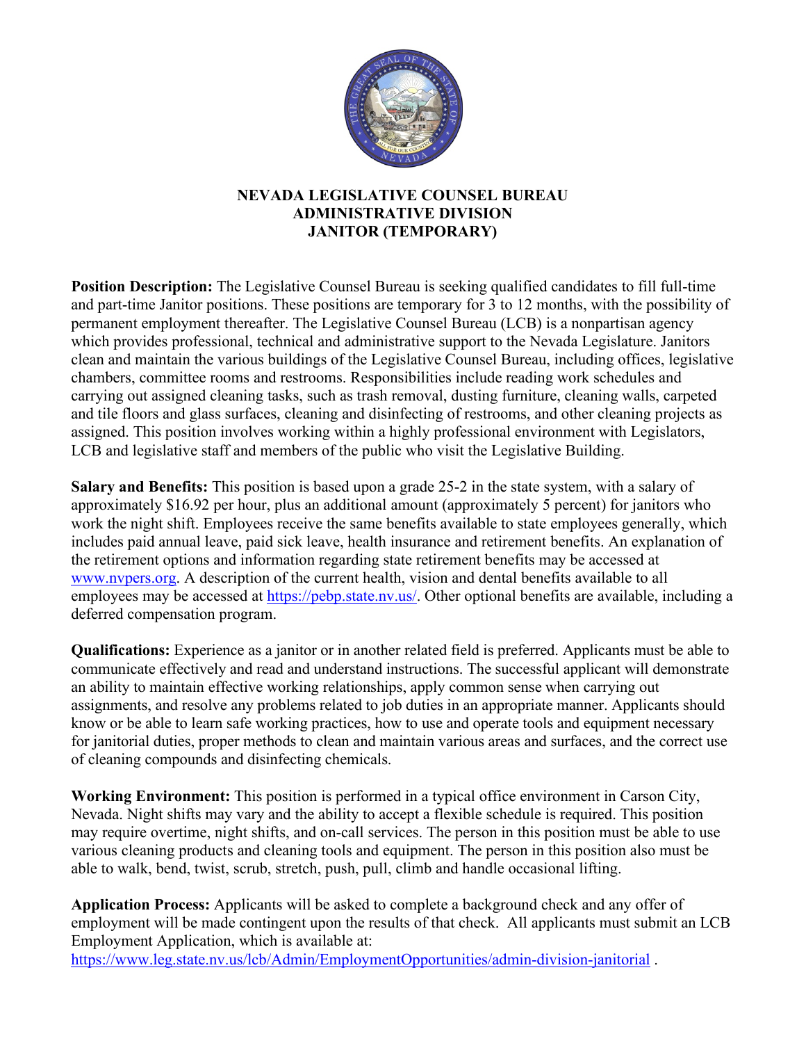# NEVADA LEGISLATIVE COUNSEL BUREAU
## ADMINISTRATIVE DIVISION
## JANITOR (TEMPORARY)

**Position Description:** The Legislative Counsel Bureau is seeking qualified candidates to fill full-time and part-time Janitor positions. These positions are temporary for 3 to 12 months, with the possibility of permanent employment thereafter. The Legislative Counsel Bureau (LCB) is a nonpartisan agency which provides professional, technical and administrative support to the Nevada Legislature. Janitors clean and maintain the various buildings of the Legislative Counsel Bureau, including offices, legislative chambers, committee rooms and restrooms. Responsibilities include reading work schedules and carrying out assigned cleaning tasks, such as trash removal, dusting furniture, cleaning walls, carpeted and tile floors and glass surfaces, cleaning and disinfecting of restrooms, and other cleaning projects as assigned. This position involves working within a highly professional environment with Legislators, LCB and legislative staff and members of the public who visit the Legislative Building.

**Salary and Benefits:** This position is based upon a grade 25-2 in the state system, with a salary of approximately $16.92 per hour, plus an additional amount (approximately 5 percent) for janitors who work the night shift. Employees receive the same benefits available to state employees generally, which includes paid annual leave, paid sick leave, health insurance and retirement benefits. An explanation of the retirement options and information regarding state retirement benefits may be accessed at [www.nvpers.org](www.nvpers.org). A description of the current health, vision and dental benefits available to all employees may be accessed at [https://pebp.state.nv.us/](https://pebp.state.nv.us/). Other optional benefits are available, including a deferred compensation program.

**Qualifications:** Experience as a janitor or in another related field is preferred. Applicants must be able to communicate effectively and read and understand instructions. The successful applicant will demonstrate an ability to maintain effective working relationships, apply common sense when carrying out assignments, and resolve any problems related to job duties in an appropriate manner. Applicants should know or be able to learn safe working practices, how to use and operate tools and equipment necessary for janitorial duties, proper methods to clean and maintain various areas and surfaces, and the correct use of cleaning compounds and disinfecting chemicals.

**Working Environment:** This position is performed in a typical office environment in Carson City, Nevada. Night shifts may vary and the ability to accept a flexible schedule is required. This position may require overtime, night shifts, and on-call services. The person in this position must be able to use various cleaning products and cleaning tools and equipment. The person in this position also must be able to walk, bend, twist, scrub, stretch, push, pull, climb and handle occasional lifting.

**Application Process:** Applicants will be asked to complete a background check and any offer of employment will be made contingent upon the results of that check. All applicants must submit an LCB Employment Application, which is available at: [https://www.leg.state.nv.us/lcb/Admin/EmploymentOpportunities/admin-division-janitorial](https://www.leg.state.nv.us/lcb/Admin/EmploymentOpportunities/admin-division-janitorial) .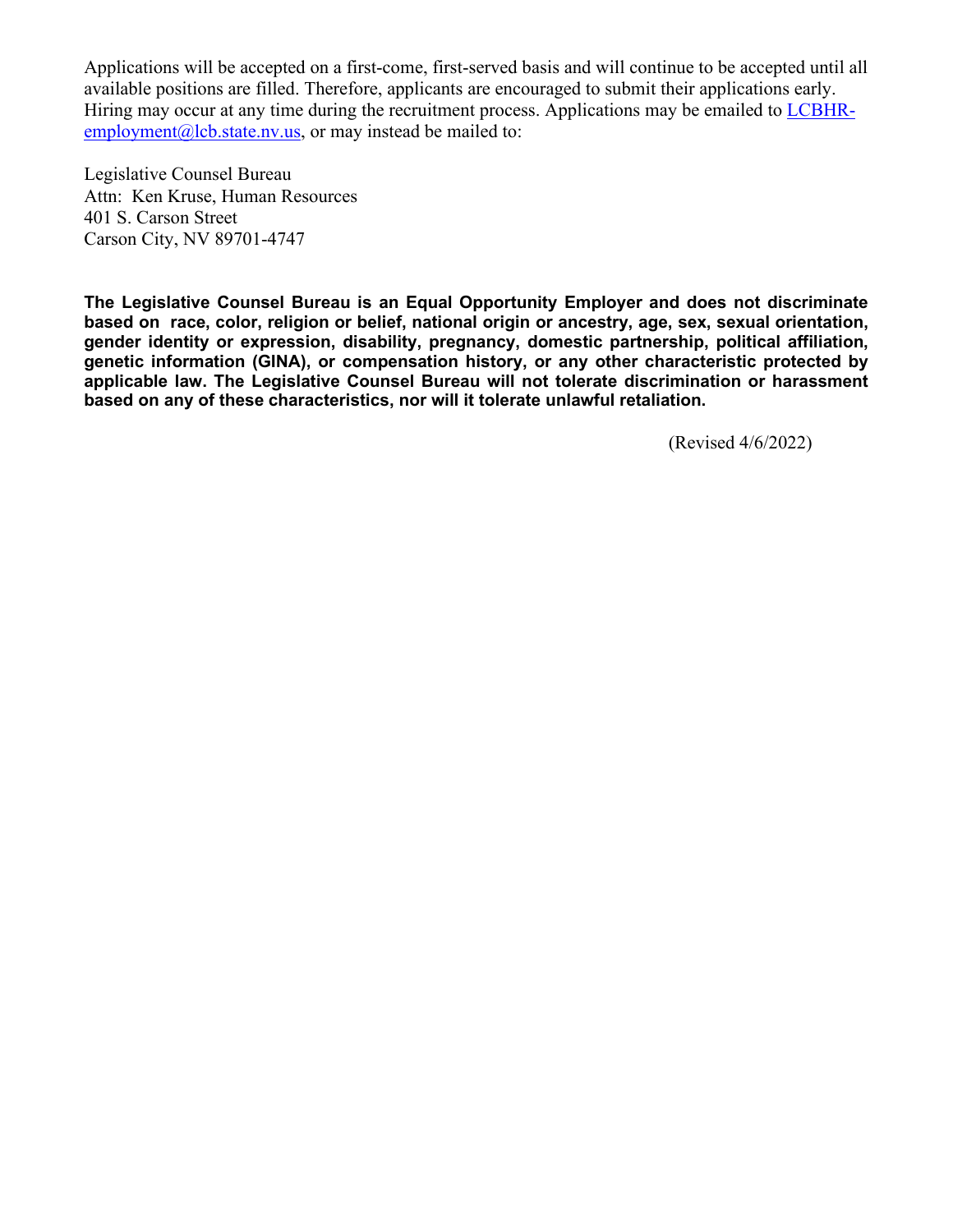Applications will be accepted on a first-come, first-served basis and will continue to be accepted until all available positions are filled. Therefore, applicants are encouraged to submit their applications early. Hiring may occur at any time during the recruitment process. Applications may be emailed to [LCBHR-employment@lcb.state.nv.us](mailto:LCBHR-employment@lcb.state.nv.us), or may instead be mailed to:

Legislative Counsel Bureau
Attn: Ken Kruse, Human Resources
401 S. Carson Street
Carson City, NV 89701-4747

**The Legislative Counsel Bureau is an Equal Opportunity Employer and does not discriminate based on race, color, religion or belief, national origin or ancestry, age, sex, sexual orientation, gender identity or expression, disability, pregnancy, domestic partnership, political affiliation, genetic information (GINA), or compensation history, or any other characteristic protected by applicable law. The Legislative Counsel Bureau will not tolerate discrimination or harassment based on any of these characteristics, nor will it tolerate unlawful retaliation.**

(Revised 4/6/2022)